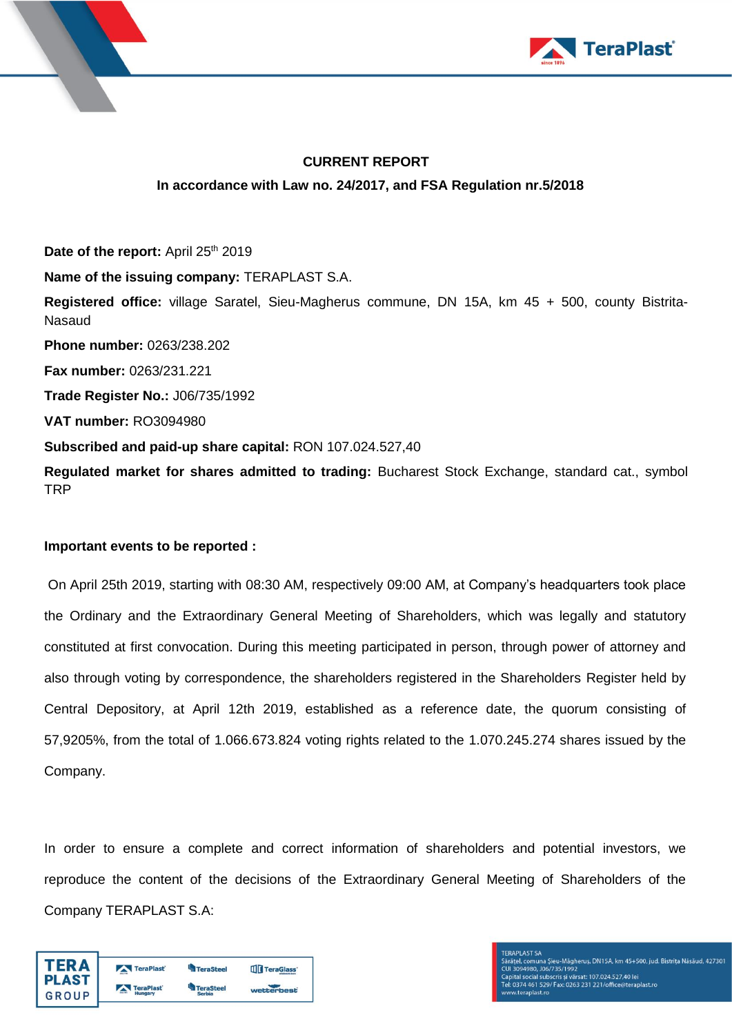# CURRENT REPORT

**In accordance with Law no. 24/2017, and FSA Regulation nr.5/2018**

**Date of the report:** April 25th 2019

**Name of the issuing company:** TERAPLAST S.A.

**Registered office:** village Saratel, Sieu-Magherus commune, DN 15A, km 45 + 500, county Bistrita-Nasaud

**Phone number:** 0263/238.202

**Fax number:** 0263/231.221

**Trade Register No.:** J06/735/1992

**VAT number:** RO3094980

**Subscribed and paid-up share capital:** RON 107.024.527,40

**Regulated market for shares admitted to trading:** Bucharest Stock Exchange, standard cat., symbol TRP

**Important events to be reported :**

On April 25th 2019, starting with 08:30 AM, respectively 09:00 AM, at Company's headquarters took place the Ordinary and the Extraordinary General Meeting of Shareholders, which was legally and statutory constituted at first convocation. During this meeting participated in person, through power of attorney and also through voting by correspondence, the shareholders registered in the Shareholders Register held by Central Depository, at April 12th 2019, established as a reference date, the quorum consisting of 57,9205%, from the total of 1.066.673.824 voting rights related to the 1.070.245.274 shares issued by the Company.

In order to ensure a complete and correct information of shareholders and potential investors, we reproduce the content of the decisions of the Extraordinary General Meeting of Shareholders of the Company TERAPLAST S.A: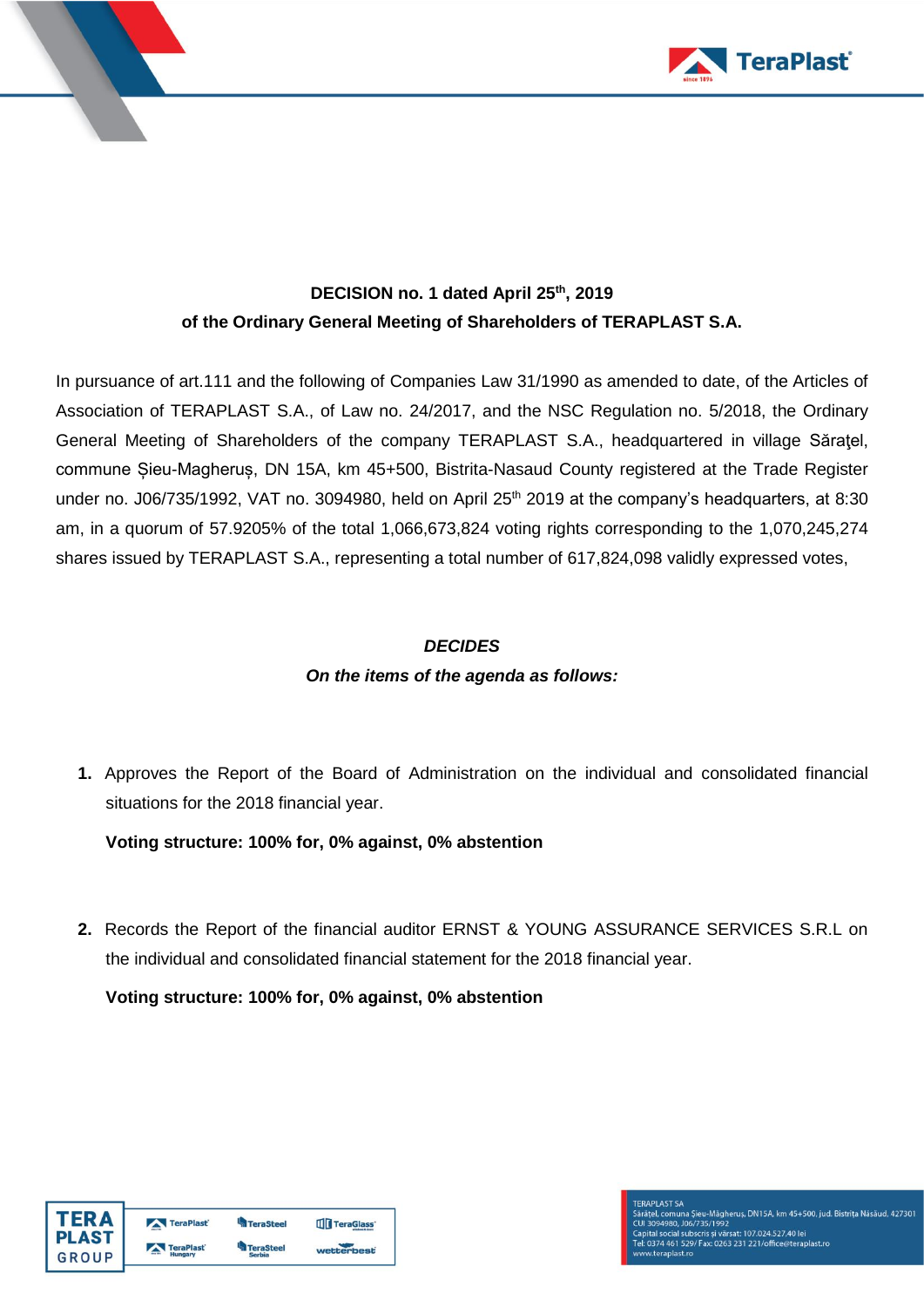**DECISION no. 1 dated April 25th, 2019**
**of the Ordinary General Meeting of Shareholders of TERAPLAST S.A.**

In pursuance of art.111 and the following of Companies Law 31/1990 as amended to date, of the Articles of Association of TERAPLAST S.A., of Law no. 24/2017, and the NSC Regulation no. 5/2018, the Ordinary General Meeting of Shareholders of the company TERAPLAST S.A., headquartered in village Sărăţel, commune Șieu-Magheruș, DN 15A, km 45+500, Bistrita-Nasaud County registered at the Trade Register under no. J06/735/1992, VAT no. 3094980, held on April 25th 2019 at the company's headquarters, at 8:30 am, in a quorum of 57.9205% of the total 1,066,673,824 voting rights corresponding to the 1,070,245,274 shares issued by TERAPLAST S.A., representing a total number of 617,824,098 validly expressed votes,

***DECIDES***
***On the items of the agenda as follows:***

1. Approves the Report of the Board of Administration on the individual and consolidated financial situations for the 2018 financial year.

   **Voting structure: 100% for, 0% against, 0% abstention**

2. Records the Report of the financial auditor ERNST & YOUNG ASSURANCE SERVICES S.R.L on the individual and consolidated financial statement for the 2018 financial year.

   **Voting structure: 100% for, 0% against, 0% abstention**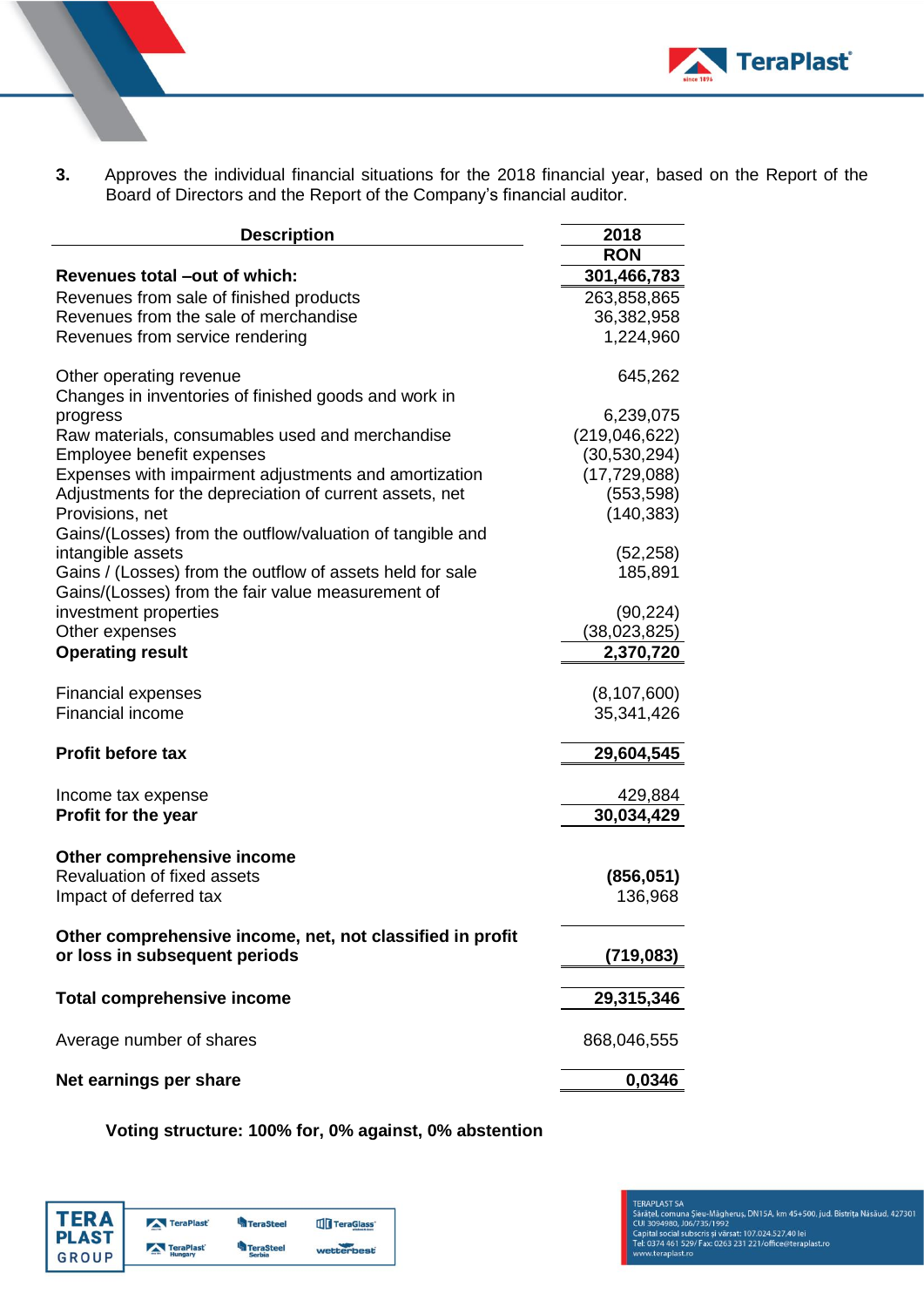3. Approves the individual financial situations for the 2018 financial year, based on the Report of the Board of Directors and the Report of the Company's financial auditor.

| Description | 2018<br>RON |
|---|---|
| **Revenues total –out of which:** | **301,466,783** |
| Revenues from sale of finished products | 263,858,865 |
| Revenues from the sale of merchandise | 36,382,958 |
| Revenues from service rendering | 1,224,960 |
| | |
| Other operating revenue | 645,262 |
| Changes in inventories of finished goods and work in progress | 6,239,075 |
| Raw materials, consumables used and merchandise | (219,046,622) |
| Employee benefit expenses | (30,530,294) |
| Expenses with impairment adjustments and amortization | (17,729,088) |
| Adjustments for the depreciation of current assets, net | (553,598) |
| Provisions, net | (140,383) |
| Gains/(Losses) from the outflow/valuation of tangible and intangible assets | (52,258) |
| Gains / (Losses) from the outflow of assets held for sale | 185,891 |
| Gains/(Losses) from the fair value measurement of investment properties | (90,224) |
| Other expenses | (38,023,825) |
| **Operating result** | **2,370,720** |
| | |
| Financial expenses | (8,107,600) |
| Financial income | 35,341,426 |
| | |
| **Profit before tax** | **29,604,545** |
| | |
| Income tax expense | 429,884 |
| **Profit for the year** | **30,034,429** |
| | |
| **Other comprehensive income** | |
| Revaluation of fixed assets | **(856,051)** |
| Impact of deferred tax | 136,968 |
| | |
| **Other comprehensive income, net, not classified in profit or loss in subsequent periods** | **(719,083)** |
| | |
| **Total comprehensive income** | **29,315,346** |
| | |
| Average number of shares | 868,046,555 |
| | |
| **Net earnings per share** | **0,0346** |

**Voting structure: 100% for, 0% against, 0% abstention**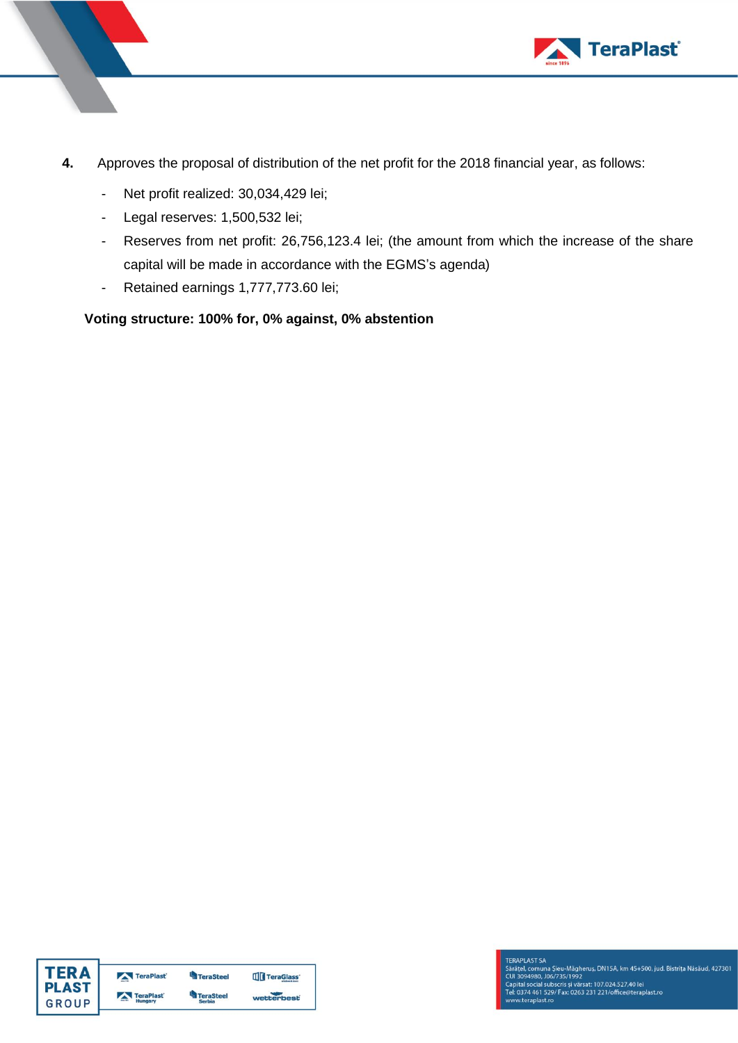4. Approves the proposal of distribution of the net profit for the 2018 financial year, as follows:

   - Net profit realized: 30,034,429 lei;
   - Legal reserves: 1,500,532 lei;
   - Reserves from net profit: 26,756,123.4 lei; (the amount from which the increase of the share capital will be made in accordance with the EGMS's agenda)
   - Retained earnings 1,777,773.60 lei;

**Voting structure: 100% for, 0% against, 0% abstention**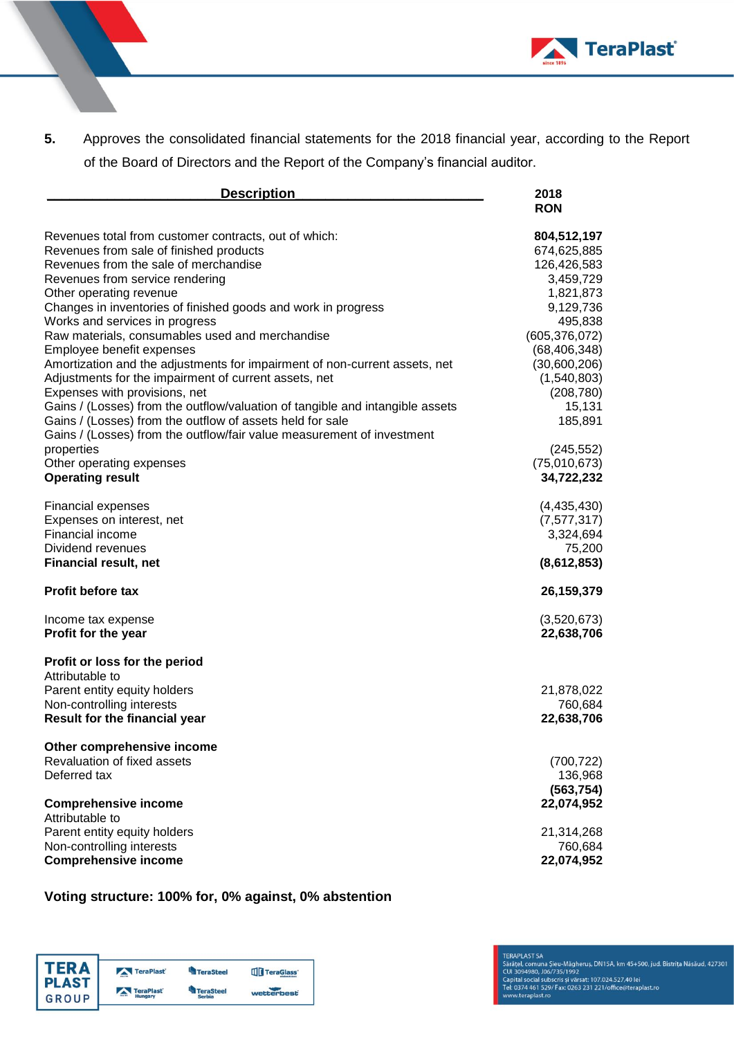5. Approves the consolidated financial statements for the 2018 financial year, according to the Report of the Board of Directors and the Report of the Company's financial auditor.

| Description | 2018 RON |
|---|---|
| Revenues total from customer contracts, out of which: | **804,512,197** |
| Revenues from sale of finished products | 674,625,885 |
| Revenues from the sale of merchandise | 126,426,583 |
| Revenues from service rendering | 3,459,729 |
| Other operating revenue | 1,821,873 |
| Changes in inventories of finished goods and work in progress | 9,129,736 |
| Works and services in progress | 495,838 |
| Raw materials, consumables used and merchandise | (605,376,072) |
| Employee benefit expenses | (68,406,348) |
| Amortization and the adjustments for impairment of non-current assets, net | (30,600,206) |
| Adjustments for the impairment of current assets, net | (1,540,803) |
| Expenses with provisions, net | (208,780) |
| Gains / (Losses) from the outflow/valuation of tangible and intangible assets | 15,131 |
| Gains / (Losses) from the outflow of assets held for sale | 185,891 |
| Gains / (Losses) from the outflow/fair value measurement of investment properties | (245,552) |
| Other operating expenses | (75,010,673) |
| **Operating result** | **34,722,232** |
| | |
| Financial expenses | (4,435,430) |
| Expenses on interest, net | (7,577,317) |
| Financial income | 3,324,694 |
| Dividend revenues | 75,200 |
| **Financial result, net** | **(8,612,853)** |
| | |
| **Profit before tax** | **26,159,379** |
| | |
| Income tax expense | (3,520,673) |
| **Profit for the year** | **22,638,706** |
| | |
| **Profit or loss for the period** | |
| Attributable to | |
| Parent entity equity holders | 21,878,022 |
| Non-controlling interests | 760,684 |
| **Result for the financial year** | **22,638,706** |
| | |
| **Other comprehensive income** | |
| Revaluation of fixed assets | (700,722) |
| Deferred tax | 136,968 |
| | **(563,754)** |
| **Comprehensive income** | **22,074,952** |
| Attributable to | |
| Parent entity equity holders | 21,314,268 |
| Non-controlling interests | 760,684 |
| **Comprehensive income** | **22,074,952** |

**Voting structure: 100% for, 0% against, 0% abstention**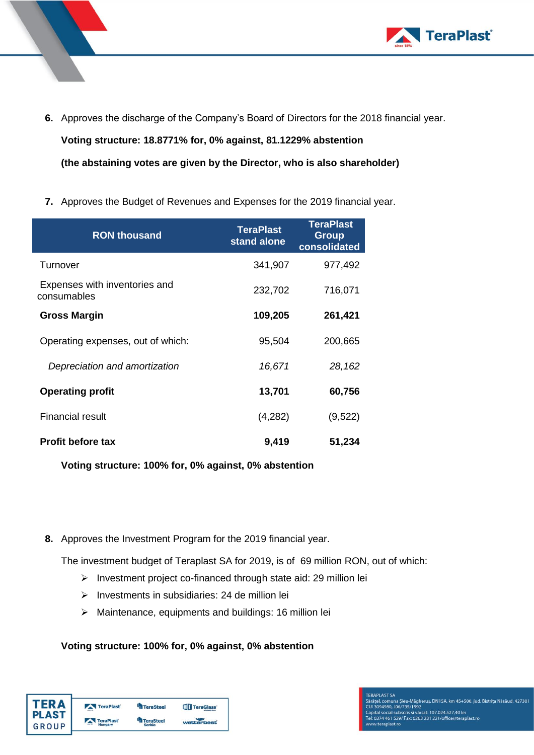6. Approves the discharge of the Company's Board of Directors for the 2018 financial year.

   **Voting structure: 18.8771% for, 0% against, 81.1229% abstention**

   **(the abstaining votes are given by the Director, who is also shareholder)**

7. Approves the Budget of Revenues and Expenses for the 2019 financial year.

| RON thousand | TeraPlast stand alone | TeraPlast Group consolidated |
|---|---|---|
| Turnover | 341,907 | 977,492 |
| Expenses with inventories and consumables | 232,702 | 716,071 |
| **Gross Margin** | **109,205** | **261,421** |
| Operating expenses, out of which: | 95,504 | 200,665 |
| *Depreciation and amortization* | *16,671* | *28,162* |
| **Operating profit** | **13,701** | **60,756** |
| Financial result | (4,282) | (9,522) |
| **Profit before tax** | **9,419** | **51,234** |

   **Voting structure: 100% for, 0% against, 0% abstention**

8. Approves the Investment Program for the 2019 financial year.

   The investment budget of Teraplast SA for 2019, is of 69 million RON, out of which:

   - Investment project co-financed through state aid: 29 million lei
   - Investments in subsidiaries: 24 de million lei
   - Maintenance, equipments and buildings: 16 million lei

   **Voting structure: 100% for, 0% against, 0% abstention**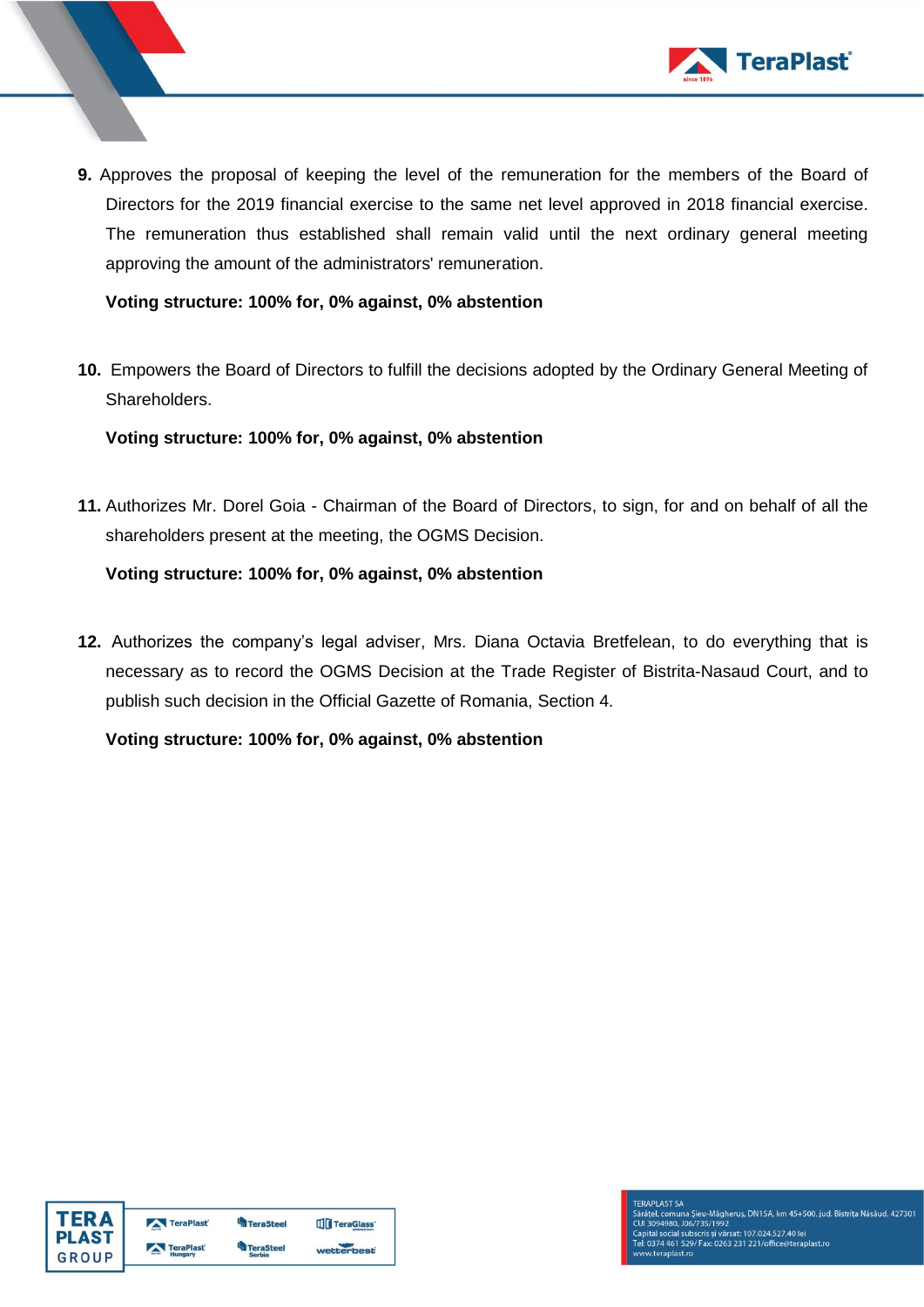**9.** Approves the proposal of keeping the level of the remuneration for the members of the Board of Directors for the 2019 financial exercise to the same net level approved in 2018 financial exercise. The remuneration thus established shall remain valid until the next ordinary general meeting approving the amount of the administrators' remuneration.

**Voting structure: 100% for, 0% against, 0% abstention**

**10.** Empowers the Board of Directors to fulfill the decisions adopted by the Ordinary General Meeting of Shareholders.

**Voting structure: 100% for, 0% against, 0% abstention**

**11.** Authorizes Mr. Dorel Goia - Chairman of the Board of Directors, to sign, for and on behalf of all the shareholders present at the meeting, the OGMS Decision.

**Voting structure: 100% for, 0% against, 0% abstention**

**12.** Authorizes the company's legal adviser, Mrs. Diana Octavia Bretfelean, to do everything that is necessary as to record the OGMS Decision at the Trade Register of Bistrita-Nasaud Court, and to publish such decision in the Official Gazette of Romania, Section 4.

**Voting structure: 100% for, 0% against, 0% abstention**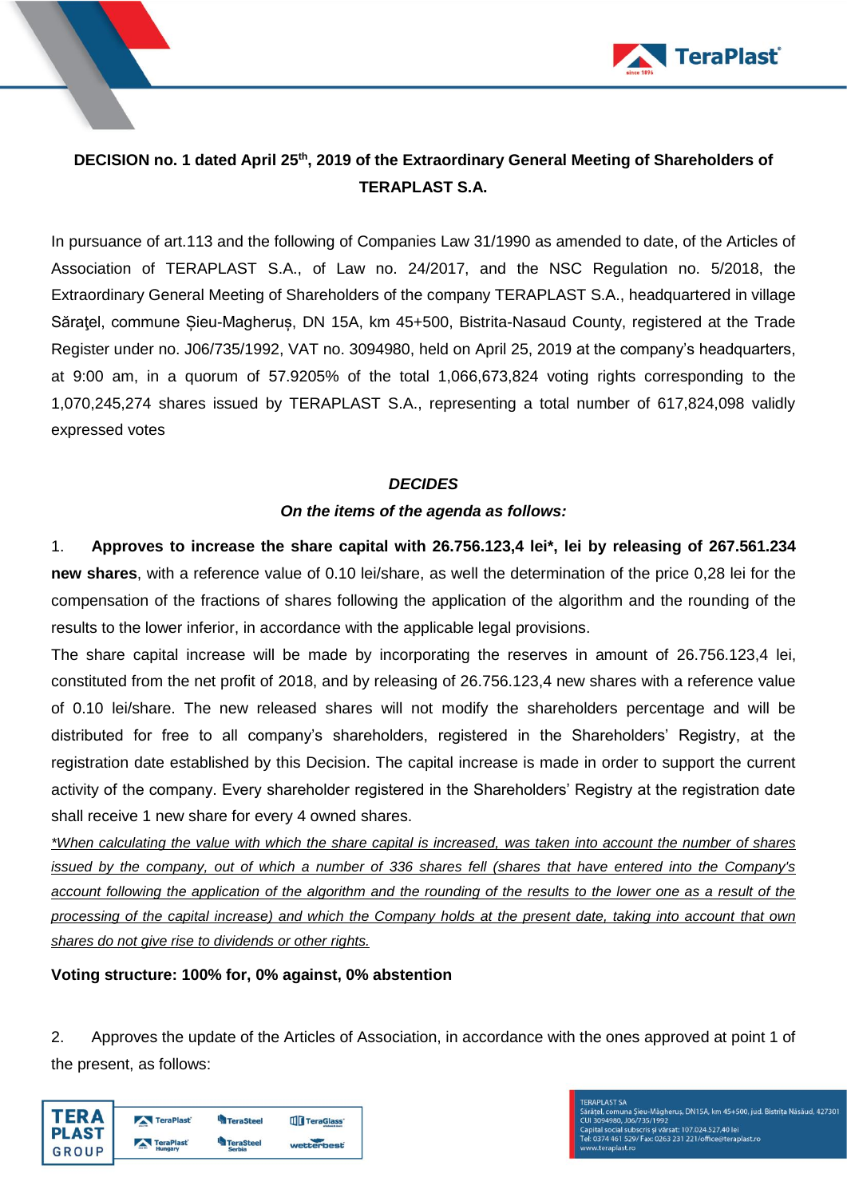**DECISION no. 1 dated April 25th, 2019 of the Extraordinary General Meeting of Shareholders of TERAPLAST S.A.**

In pursuance of art.113 and the following of Companies Law 31/1990 as amended to date, of the Articles of Association of TERAPLAST S.A., of Law no. 24/2017, and the NSC Regulation no. 5/2018, the Extraordinary General Meeting of Shareholders of the company TERAPLAST S.A., headquartered in village Săraţel, commune Șieu-Magheruș, DN 15A, km 45+500, Bistrita-Nasaud County, registered at the Trade Register under no. J06/735/1992, VAT no. 3094980, held on April 25, 2019 at the company's headquarters, at 9:00 am, in a quorum of 57.9205% of the total 1,066,673,824 voting rights corresponding to the 1,070,245,274 shares issued by TERAPLAST S.A., representing a total number of 617,824,098 validly expressed votes

***DECIDES***

***On the items of the agenda as follows:***

1. **Approves to increase the share capital with 26.756.123,4 lei*, lei by releasing of 267.561.234 new shares**, with a reference value of 0.10 lei/share, as well the determination of the price 0,28 lei for the compensation of the fractions of shares following the application of the algorithm and the rounding of the results to the lower inferior, in accordance with the applicable legal provisions.

The share capital increase will be made by incorporating the reserves in amount of 26.756.123,4 lei, constituted from the net profit of 2018, and by releasing of 26.756.123,4 new shares with a reference value of 0.10 lei/share. The new released shares will not modify the shareholders percentage and will be distributed for free to all company's shareholders, registered in the Shareholders' Registry, at the registration date established by this Decision. The capital increase is made in order to support the current activity of the company. Every shareholder registered in the Shareholders' Registry at the registration date shall receive 1 new share for every 4 owned shares.

*\*When calculating the value with which the share capital is increased, was taken into account the number of shares issued by the company, out of which a number of 336 shares fell (shares that have entered into the Company's account following the application of the algorithm and the rounding of the results to the lower one as a result of the processing of the capital increase) and which the Company holds at the present date, taking into account that own shares do not give rise to dividends or other rights.*

**Voting structure: 100% for, 0% against, 0% abstention**

2. Approves the update of the Articles of Association, in accordance with the ones approved at point 1 of the present, as follows: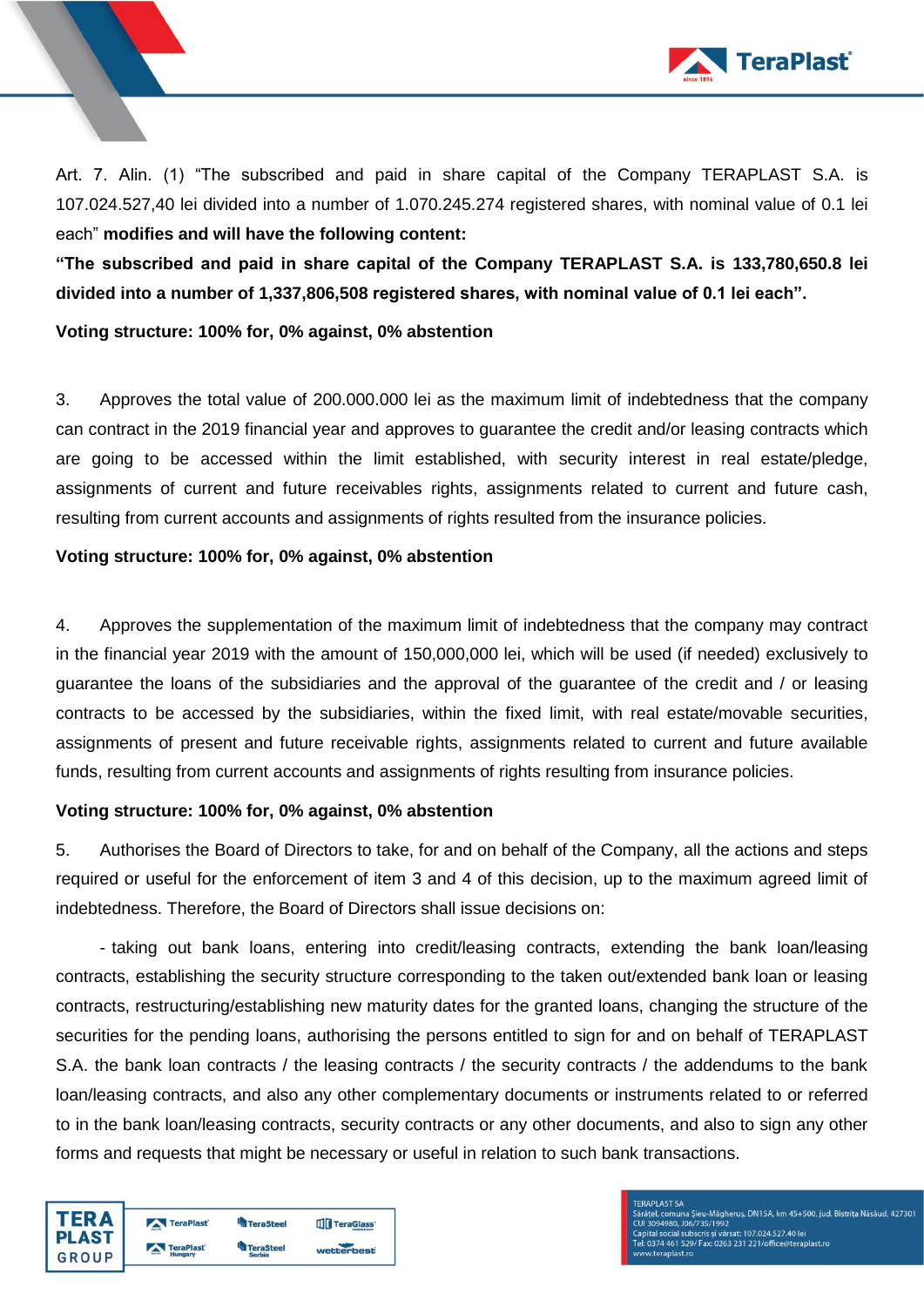Art. 7. Alin. (1) "The subscribed and paid in share capital of the Company TERAPLAST S.A. is 107.024.527,40 lei divided into a number of 1.070.245.274 registered shares, with nominal value of 0.1 lei each" **modifies and will have the following content:**

**"The subscribed and paid in share capital of the Company TERAPLAST S.A. is 133,780,650.8 lei divided into a number of 1,337,806,508 registered shares, with nominal value of 0.1 lei each".**

**Voting structure: 100% for, 0% against, 0% abstention**

3. Approves the total value of 200.000.000 lei as the maximum limit of indebtedness that the company can contract in the 2019 financial year and approves to guarantee the credit and/or leasing contracts which are going to be accessed within the limit established, with security interest in real estate/pledge, assignments of current and future receivables rights, assignments related to current and future cash, resulting from current accounts and assignments of rights resulted from the insurance policies.

**Voting structure: 100% for, 0% against, 0% abstention**

4. Approves the supplementation of the maximum limit of indebtedness that the company may contract in the financial year 2019 with the amount of 150,000,000 lei, which will be used (if needed) exclusively to guarantee the loans of the subsidiaries and the approval of the guarantee of the credit and / or leasing contracts to be accessed by the subsidiaries, within the fixed limit, with real estate/movable securities, assignments of present and future receivable rights, assignments related to current and future available funds, resulting from current accounts and assignments of rights resulting from insurance policies.

**Voting structure: 100% for, 0% against, 0% abstention**

5. Authorises the Board of Directors to take, for and on behalf of the Company, all the actions and steps required or useful for the enforcement of item 3 and 4 of this decision, up to the maximum agreed limit of indebtedness. Therefore, the Board of Directors shall issue decisions on:

- taking out bank loans, entering into credit/leasing contracts, extending the bank loan/leasing contracts, establishing the security structure corresponding to the taken out/extended bank loan or leasing contracts, restructuring/establishing new maturity dates for the granted loans, changing the structure of the securities for the pending loans, authorising the persons entitled to sign for and on behalf of TERAPLAST S.A. the bank loan contracts / the leasing contracts / the security contracts / the addendums to the bank loan/leasing contracts, and also any other complementary documents or instruments related to or referred to in the bank loan/leasing contracts, security contracts or any other documents, and also to sign any other forms and requests that might be necessary or useful in relation to such bank transactions.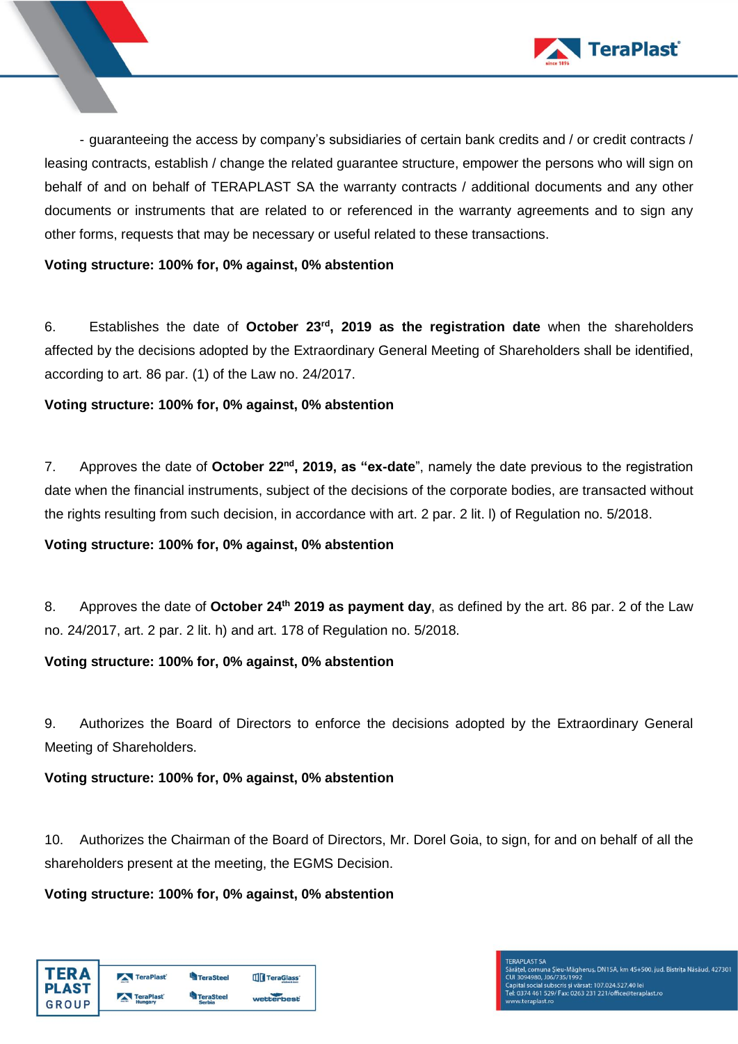- guaranteeing the access by company's subsidiaries of certain bank credits and / or credit contracts / leasing contracts, establish / change the related guarantee structure, empower the persons who will sign on behalf of and on behalf of TERAPLAST SA the warranty contracts / additional documents and any other documents or instruments that are related to or referenced in the warranty agreements and to sign any other forms, requests that may be necessary or useful related to these transactions.

**Voting structure: 100% for, 0% against, 0% abstention**

6. Establishes the date of **October 23rd, 2019 as the registration date** when the shareholders affected by the decisions adopted by the Extraordinary General Meeting of Shareholders shall be identified, according to art. 86 par. (1) of the Law no. 24/2017.

**Voting structure: 100% for, 0% against, 0% abstention**

7. Approves the date of **October 22nd, 2019, as "ex-date**", namely the date previous to the registration date when the financial instruments, subject of the decisions of the corporate bodies, are transacted without the rights resulting from such decision, in accordance with art. 2 par. 2 lit. l) of Regulation no. 5/2018.

**Voting structure: 100% for, 0% against, 0% abstention**

8. Approves the date of **October 24th 2019 as payment day**, as defined by the art. 86 par. 2 of the Law no. 24/2017, art. 2 par. 2 lit. h) and art. 178 of Regulation no. 5/2018.

**Voting structure: 100% for, 0% against, 0% abstention**

9. Authorizes the Board of Directors to enforce the decisions adopted by the Extraordinary General Meeting of Shareholders.

**Voting structure: 100% for, 0% against, 0% abstention**

10. Authorizes the Chairman of the Board of Directors, Mr. Dorel Goia, to sign, for and on behalf of all the shareholders present at the meeting, the EGMS Decision.

**Voting structure: 100% for, 0% against, 0% abstention**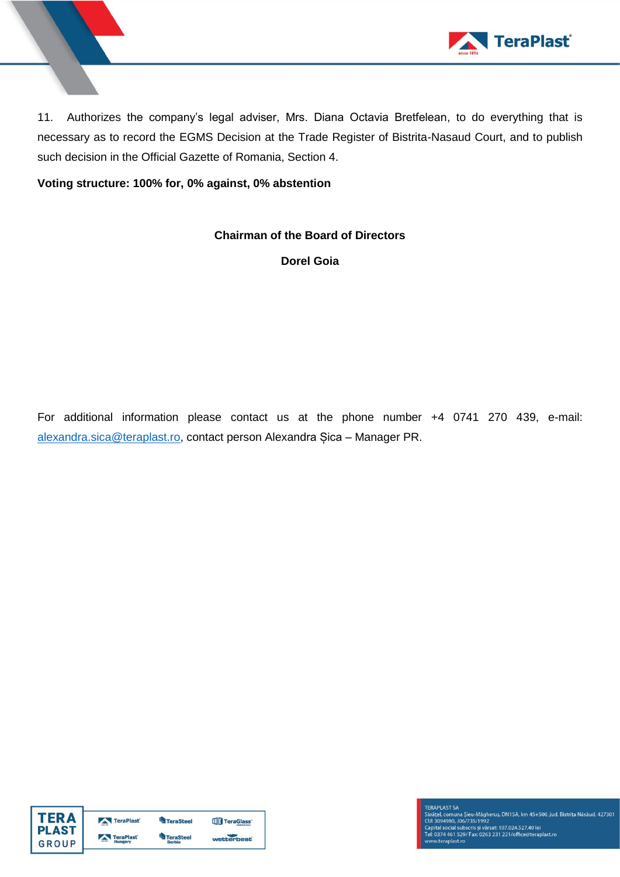11. Authorizes the company's legal adviser, Mrs. Diana Octavia Bretfelean, to do everything that is necessary as to record the EGMS Decision at the Trade Register of Bistrita-Nasaud Court, and to publish such decision in the Official Gazette of Romania, Section 4.

**Voting structure: 100% for, 0% against, 0% abstention**

**Chairman of the Board of Directors**

**Dorel Goia**

For additional information please contact us at the phone number +4 0741 270 439, e-mail: alexandra.sica@teraplast.ro, contact person Alexandra Șica – Manager PR.